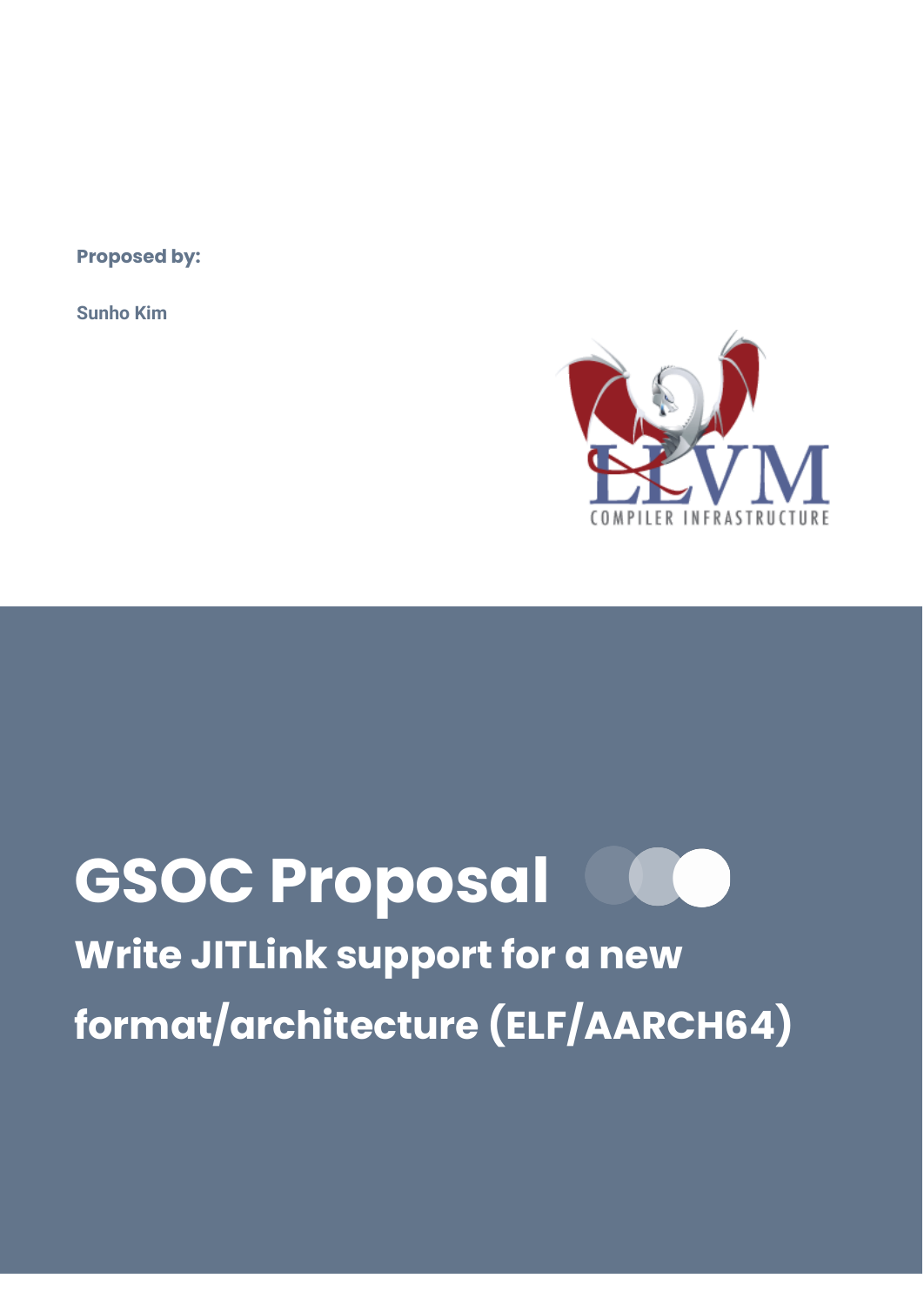**Proposed by:**

**Sunho Kim**

# GSOC Proposal

## Write JITLink support for a new format/architecture (ELF/AARCH64)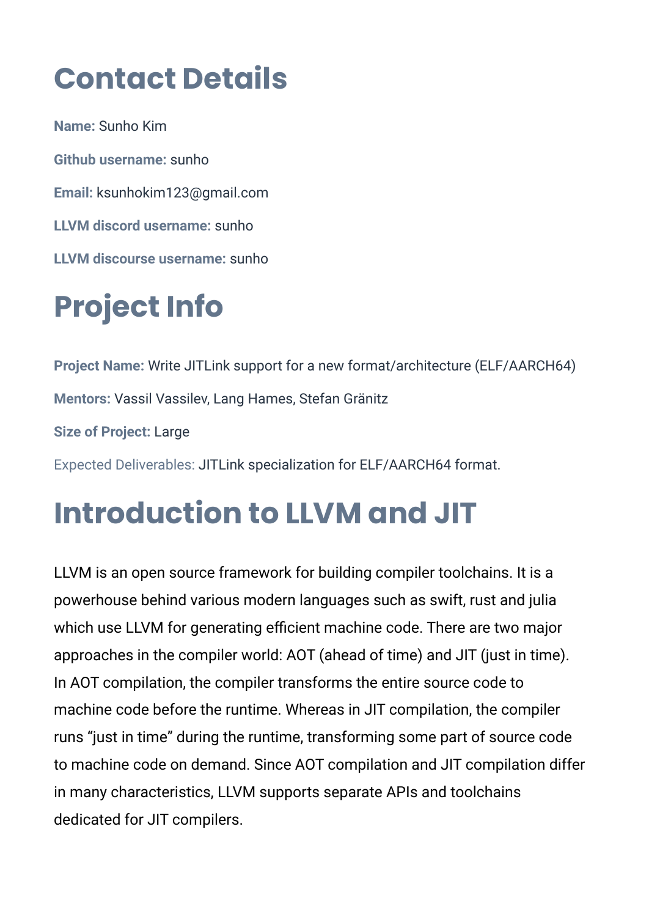# Contact Details

**Name:** Sunho Kim

**Github username:** sunho

**Email:** ksunhokim123@gmail.com

**LLVM discord username:** sunho

**LLVM discourse username:** sunho

# Project Info

**Project Name:** Write JITLink support for a new format/architecture (ELF/AARCH64)

**Mentors:** Vassil Vassilev, Lang Hames, Stefan Gränitz

**Size of Project:** Large

Expected Deliverables: JITLink specialization for ELF/AARCH64 format.

# Introduction to LLVM and JIT

LLVM is an open source framework for building compiler toolchains. It is a powerhouse behind various modern languages such as swift, rust and julia which use LLVM for generating efficient machine code. There are two major approaches in the compiler world: AOT (ahead of time) and JIT (just in time). In AOT compilation, the compiler transforms the entire source code to machine code before the runtime. Whereas in JIT compilation, the compiler runs "just in time" during the runtime, transforming some part of source code to machine code on demand. Since AOT compilation and JIT compilation differ in many characteristics, LLVM supports separate APIs and toolchains dedicated for JIT compilers.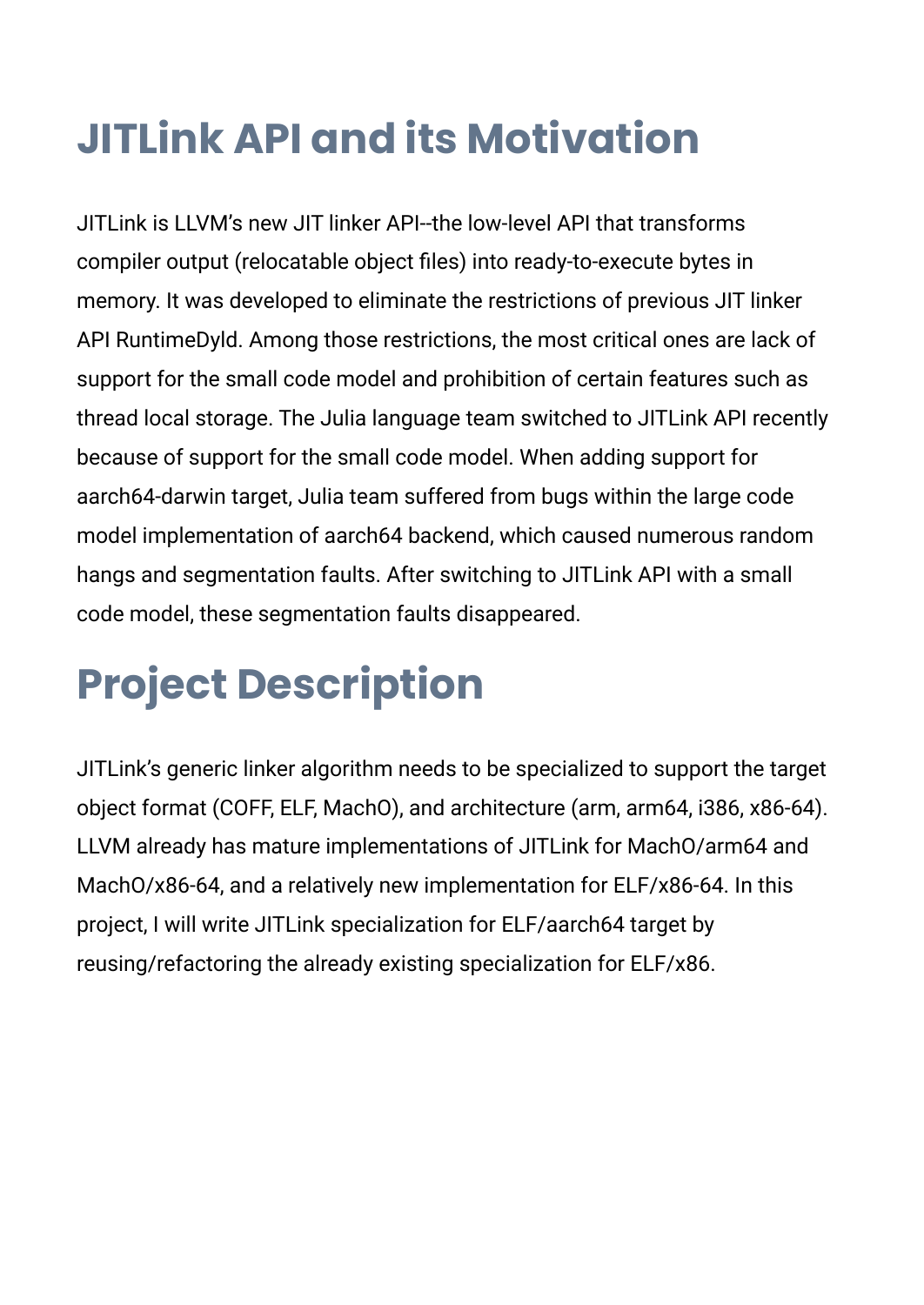# JITLink API and its Motivation

JITLink is LLVM's new JIT linker API--the low-level API that transforms compiler output (relocatable object files) into ready-to-execute bytes in memory. It was developed to eliminate the restrictions of previous JIT linker API RuntimeDyld. Among those restrictions, the most critical ones are lack of support for the small code model and prohibition of certain features such as thread local storage. The Julia language team switched to JITLink API recently because of support for the small code model. When adding support for aarch64-darwin target, Julia team suffered from bugs within the large code model implementation of aarch64 backend, which caused numerous random hangs and segmentation faults. After switching to JITLink API with a small code model, these segmentation faults disappeared.

# Project Description

JITLink's generic linker algorithm needs to be specialized to support the target object format (COFF, ELF, MachO), and architecture (arm, arm64, i386, x86-64). LLVM already has mature implementations of JITLink for MachO/arm64 and MachO/x86-64, and a relatively new implementation for ELF/x86-64. In this project, I will write JITLink specialization for ELF/aarch64 target by reusing/refactoring the already existing specialization for ELF/x86.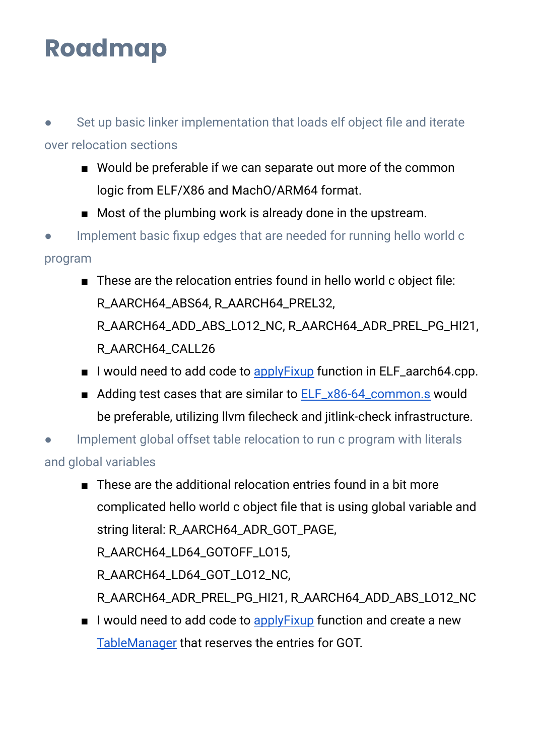# Roadmap

- Set up basic linker implementation that loads elf object file and iterate over relocation sections
    - Would be preferable if we can separate out more of the common logic from ELF/X86 and MachO/ARM64 format.
    - Most of the plumbing work is already done in the upstream.
- Implement basic fixup edges that are needed for running hello world c program
    - These are the relocation entries found in hello world c object file: R_AARCH64_ABS64, R_AARCH64_PREL32, R_AARCH64_ADD_ABS_LO12_NC, R_AARCH64_ADR_PREL_PG_HI21, R_AARCH64_CALL26
    - I would need to add code to applyFixup function in ELF_aarch64.cpp.
    - Adding test cases that are similar to ELF_x86-64_common.s would be preferable, utilizing llvm filecheck and jitlink-check infrastructure.
- Implement global offset table relocation to run c program with literals and global variables
    - These are the additional relocation entries found in a bit more complicated hello world c object file that is using global variable and string literal: R_AARCH64_ADR_GOT_PAGE, R_AARCH64_LD64_GOTOFF_LO15, R_AARCH64_LD64_GOT_LO12_NC, R_AARCH64_ADR_PREL_PG_HI21, R_AARCH64_ADD_ABS_LO12_NC
    - I would need to add code to applyFixup function and create a new TableManager that reserves the entries for GOT.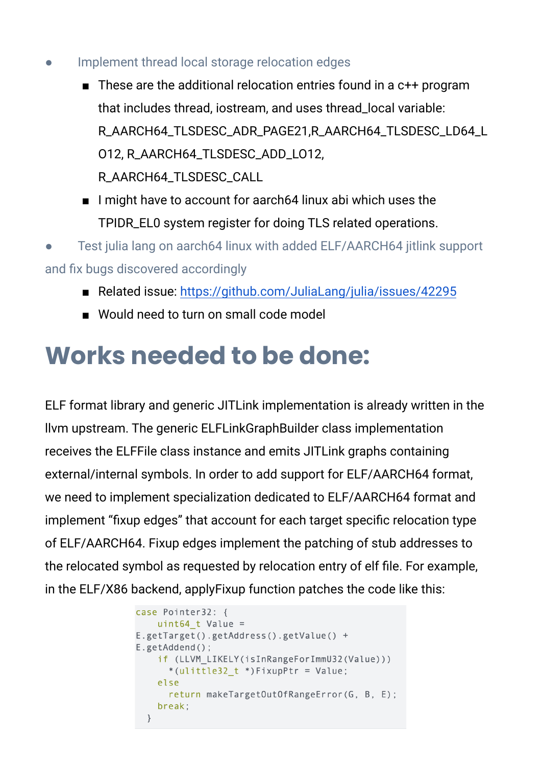- Implement thread local storage relocation edges
    - These are the additional relocation entries found in a c++ program that includes thread, iostream, and uses thread_local variable: R_AARCH64_TLSDESC_ADR_PAGE21,R_AARCH64_TLSDESC_LD64_LO12, R_AARCH64_TLSDESC_ADD_LO12, R_AARCH64_TLSDESC_CALL
    - I might have to account for aarch64 linux abi which uses the TPIDR_EL0 system register for doing TLS related operations.
- Test julia lang on aarch64 linux with added ELF/AARCH64 jitlink support and fix bugs discovered accordingly
    - Related issue: [https://github.com/JuliaLang/julia/issues/42295](https://github.com/JuliaLang/julia/issues/42295)
    - Would need to turn on small code model

# Works needed to be done:

ELF format library and generic JITLink implementation is already written in the llvm upstream. The generic ELFLinkGraphBuilder class implementation receives the ELFFile class instance and emits JITLink graphs containing external/internal symbols. In order to add support for ELF/AARCH64 format, we need to implement specialization dedicated to ELF/AARCH64 format and implement "fixup edges" that account for each target specific relocation type of ELF/AARCH64. Fixup edges implement the patching of stub addresses to the relocated symbol as requested by relocation entry of elf file. For example, in the ELF/X86 backend, applyFixup function patches the code like this:

```
case Pointer32: {
    uint64_t Value =
E.getTarget().getAddress().getValue() +
E.getAddend();
    if (LLVM_LIKELY(isInRangeForImmU32(Value)))
      *(ulittle32_t *)FixupPtr = Value;
    else
      return makeTargetOutOfRangeError(G, B, E);
    break;
  }
```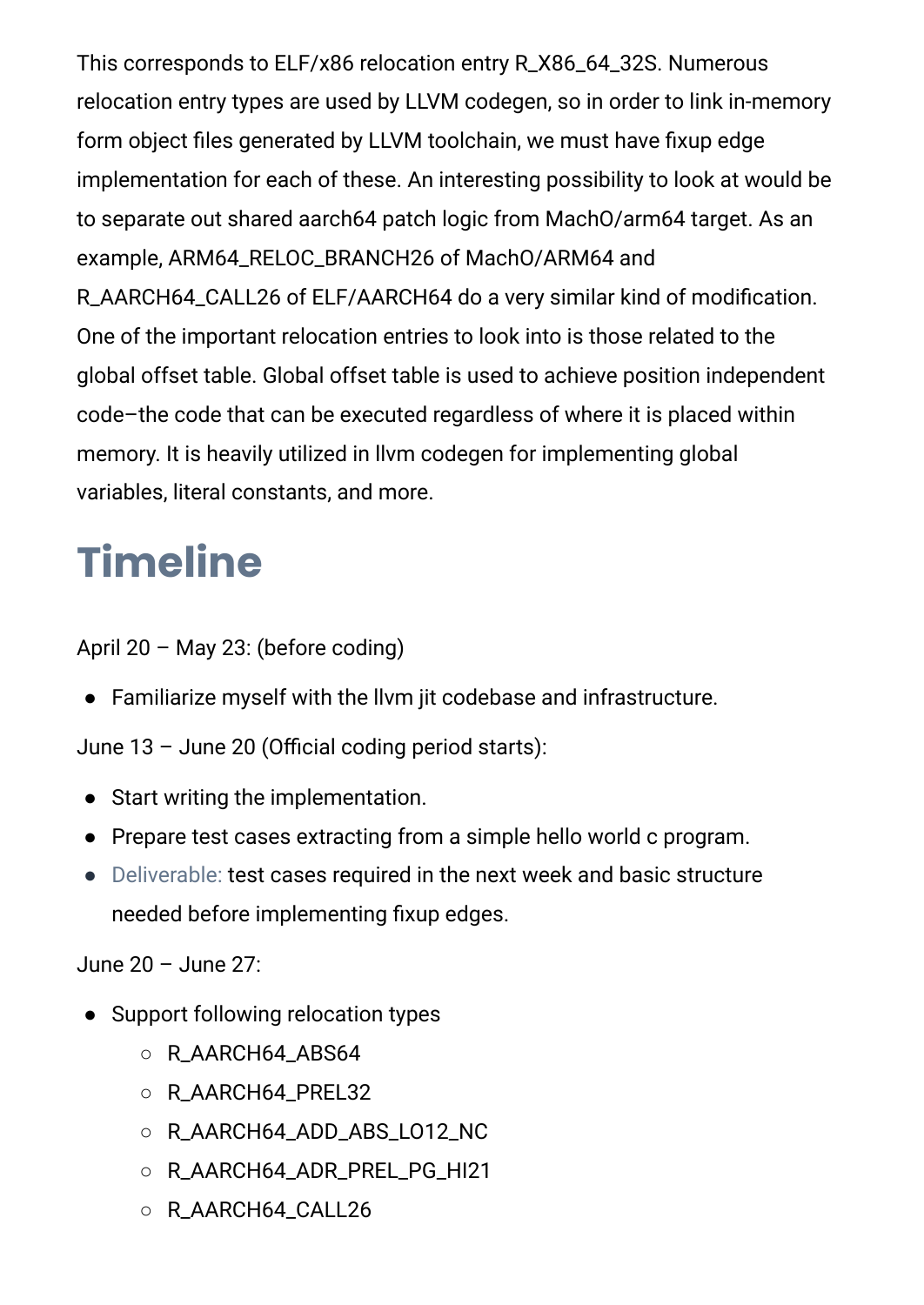This corresponds to ELF/x86 relocation entry R_X86_64_32S. Numerous relocation entry types are used by LLVM codegen, so in order to link in-memory form object files generated by LLVM toolchain, we must have fixup edge implementation for each of these. An interesting possibility to look at would be to separate out shared aarch64 patch logic from MachO/arm64 target. As an example, ARM64_RELOC_BRANCH26 of MachO/ARM64 and R_AARCH64_CALL26 of ELF/AARCH64 do a very similar kind of modification. One of the important relocation entries to look into is those related to the global offset table. Global offset table is used to achieve position independent code–the code that can be executed regardless of where it is placed within memory. It is heavily utilized in llvm codegen for implementing global variables, literal constants, and more.

# Timeline

April 20 – May 23: (before coding)

- Familiarize myself with the llvm jit codebase and infrastructure.

June 13 – June 20 (Official coding period starts):

- Start writing the implementation.
- Prepare test cases extracting from a simple hello world c program.
- Deliverable: test cases required in the next week and basic structure needed before implementing fixup edges.

June 20 – June 27:

- Support following relocation types
  - R_AARCH64_ABS64
  - R_AARCH64_PREL32
  - R_AARCH64_ADD_ABS_LO12_NC
  - R_AARCH64_ADR_PREL_PG_HI21
  - R_AARCH64_CALL26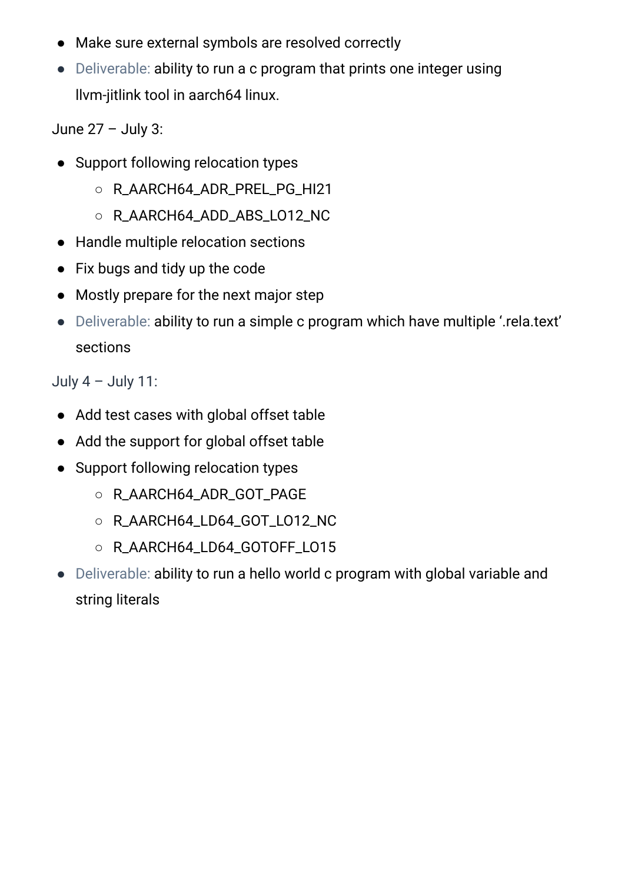- Make sure external symbols are resolved correctly
- Deliverable: ability to run a c program that prints one integer using llvm-jitlink tool in aarch64 linux.

June 27 – July 3:

- Support following relocation types
  - R_AARCH64_ADR_PREL_PG_HI21
  - R_AARCH64_ADD_ABS_LO12_NC
- Handle multiple relocation sections
- Fix bugs and tidy up the code
- Mostly prepare for the next major step
- Deliverable: ability to run a simple c program which have multiple '.rela.text' sections

July 4 – July 11:

- Add test cases with global offset table
- Add the support for global offset table
- Support following relocation types
  - R_AARCH64_ADR_GOT_PAGE
  - R_AARCH64_LD64_GOT_LO12_NC
  - R_AARCH64_LD64_GOTOFF_LO15
- Deliverable: ability to run a hello world c program with global variable and string literals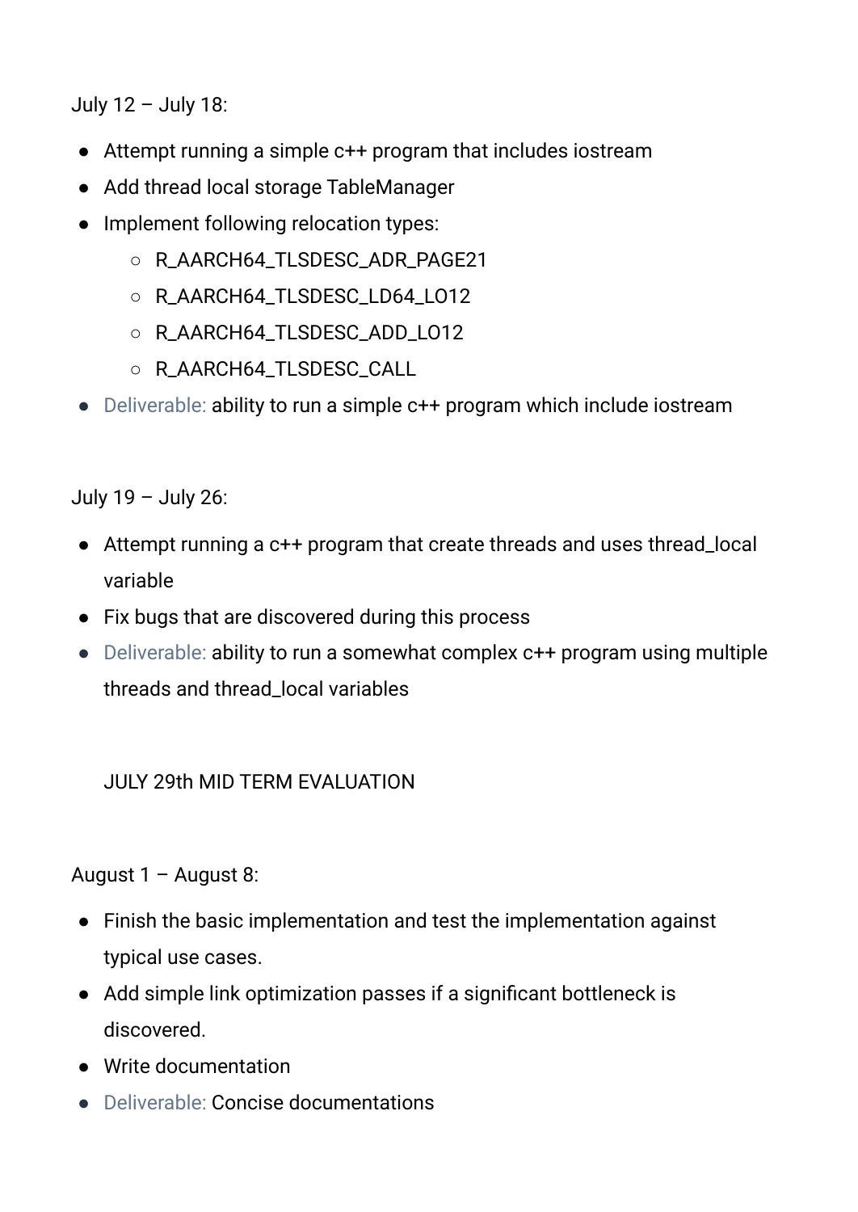July 12 – July 18:

- Attempt running a simple c++ program that includes iostream
- Add thread local storage TableManager
- Implement following relocation types:
    - R_AARCH64_TLSDESC_ADR_PAGE21
    - R_AARCH64_TLSDESC_LD64_LO12
    - R_AARCH64_TLSDESC_ADD_LO12
    - R_AARCH64_TLSDESC_CALL
- Deliverable: ability to run a simple c++ program which include iostream

July 19 – July 26:

- Attempt running a c++ program that create threads and uses thread_local variable
- Fix bugs that are discovered during this process
- Deliverable: ability to run a somewhat complex c++ program using multiple threads and thread_local variables

JULY 29th MID TERM EVALUATION

August 1 – August 8:

- Finish the basic implementation and test the implementation against typical use cases.
- Add simple link optimization passes if a significant bottleneck is discovered.
- Write documentation
- Deliverable: Concise documentations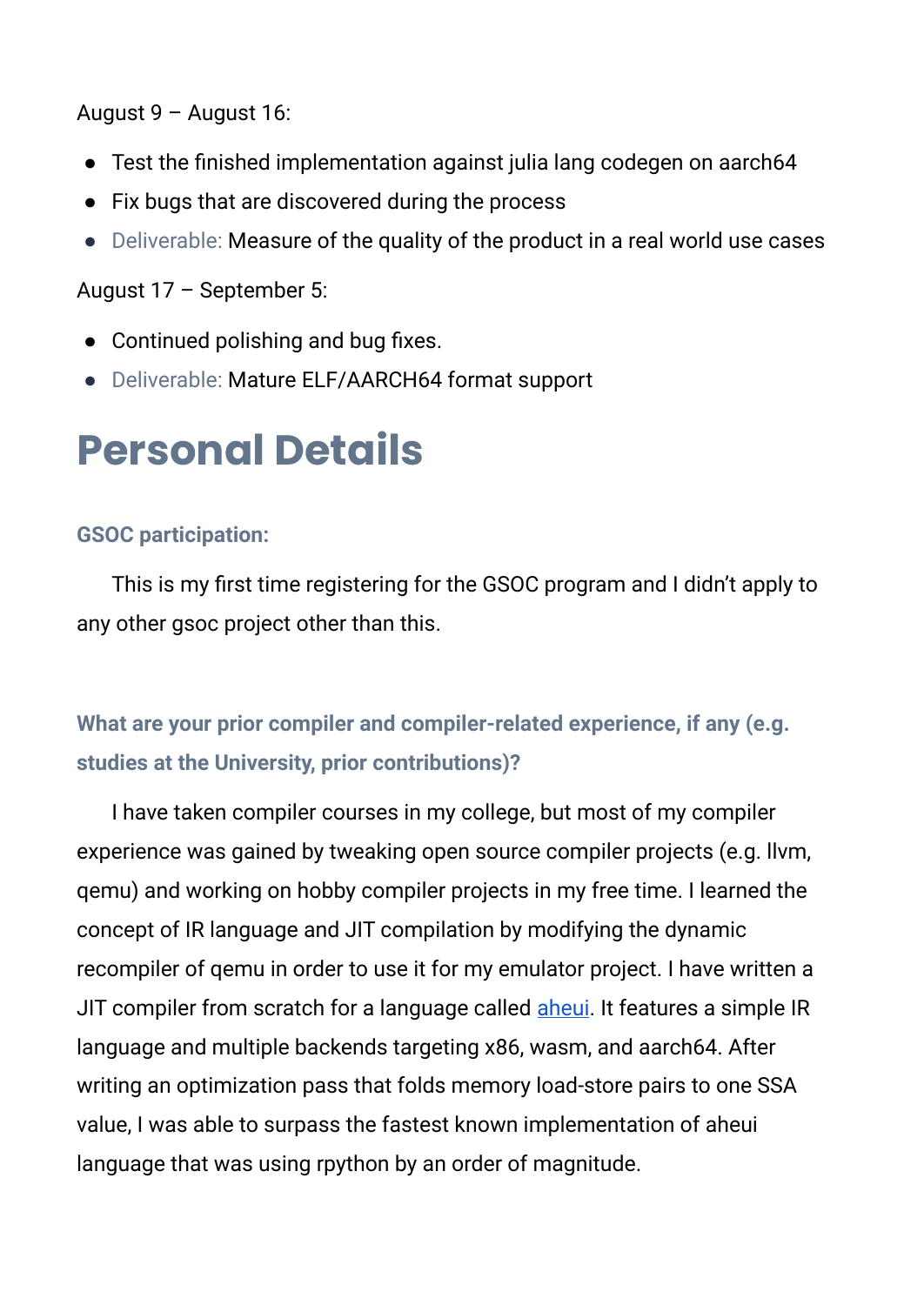August 9 – August 16:

- Test the finished implementation against julia lang codegen on aarch64
- Fix bugs that are discovered during the process
- Deliverable: Measure of the quality of the product in a real world use cases

August 17 – September 5:

- Continued polishing and bug fixes.
- Deliverable: Mature ELF/AARCH64 format support

# Personal Details

### GSOC participation:

This is my first time registering for the GSOC program and I didn't apply to any other gsoc project other than this.

### What are your prior compiler and compiler-related experience, if any (e.g. studies at the University, prior contributions)?

I have taken compiler courses in my college, but most of my compiler experience was gained by tweaking open source compiler projects (e.g. llvm, qemu) and working on hobby compiler projects in my free time. I learned the concept of IR language and JIT compilation by modifying the dynamic recompiler of qemu in order to use it for my emulator project. I have written a JIT compiler from scratch for a language called aheui. It features a simple IR language and multiple backends targeting x86, wasm, and aarch64. After writing an optimization pass that folds memory load-store pairs to one SSA value, I was able to surpass the fastest known implementation of aheui language that was using rpython by an order of magnitude.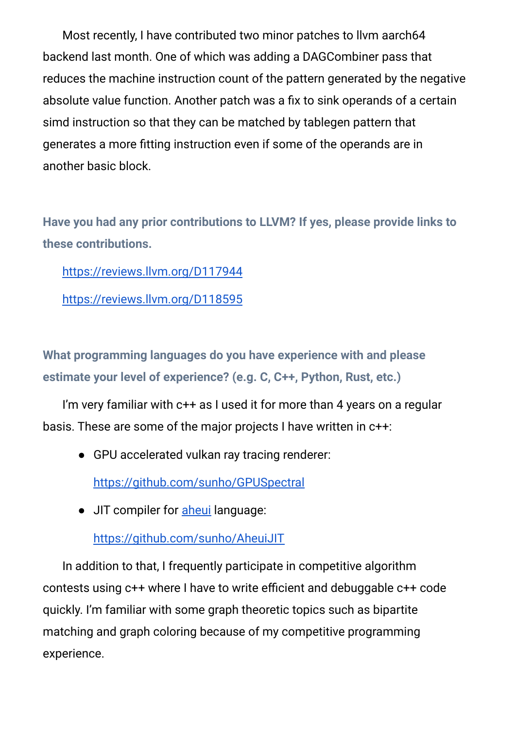Most recently, I have contributed two minor patches to llvm aarch64 backend last month. One of which was adding a DAGCombiner pass that reduces the machine instruction count of the pattern generated by the negative absolute value function. Another patch was a fix to sink operands of a certain simd instruction so that they can be matched by tablegen pattern that generates a more fitting instruction even if some of the operands are in another basic block.

### Have you had any prior contributions to LLVM? If yes, please provide links to these contributions.

https://reviews.llvm.org/D117944

https://reviews.llvm.org/D118595

### What programming languages do you have experience with and please estimate your level of experience? (e.g. C, C++, Python, Rust, etc.)

I'm very familiar with c++ as I used it for more than 4 years on a regular basis. These are some of the major projects I have written in c++:

- GPU accelerated vulkan ray tracing renderer:

  https://github.com/sunho/GPUSpectral

- JIT compiler for aheui language:

  https://github.com/sunho/AheuiJIT

In addition to that, I frequently participate in competitive algorithm contests using c++ where I have to write efficient and debuggable c++ code quickly. I'm familiar with some graph theoretic topics such as bipartite matching and graph coloring because of my competitive programming experience.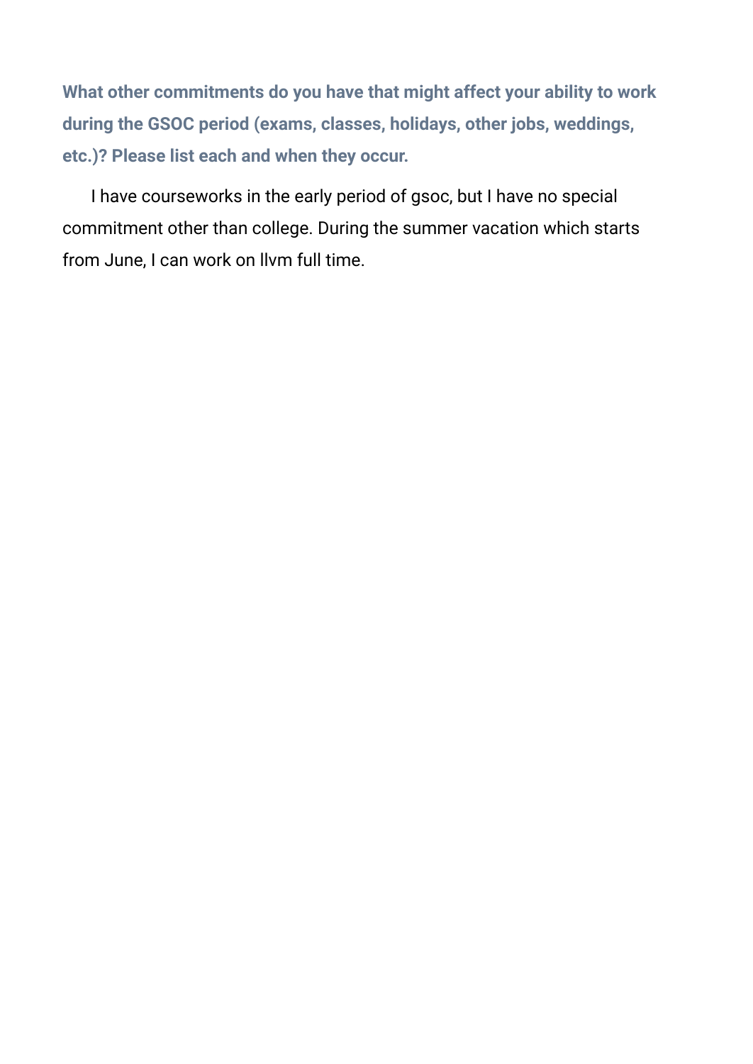**What other commitments do you have that might affect your ability to work during the GSOC period (exams, classes, holidays, other jobs, weddings, etc.)? Please list each and when they occur.**

I have courseworks in the early period of gsoc, but I have no special commitment other than college. During the summer vacation which starts from June, I can work on llvm full time.